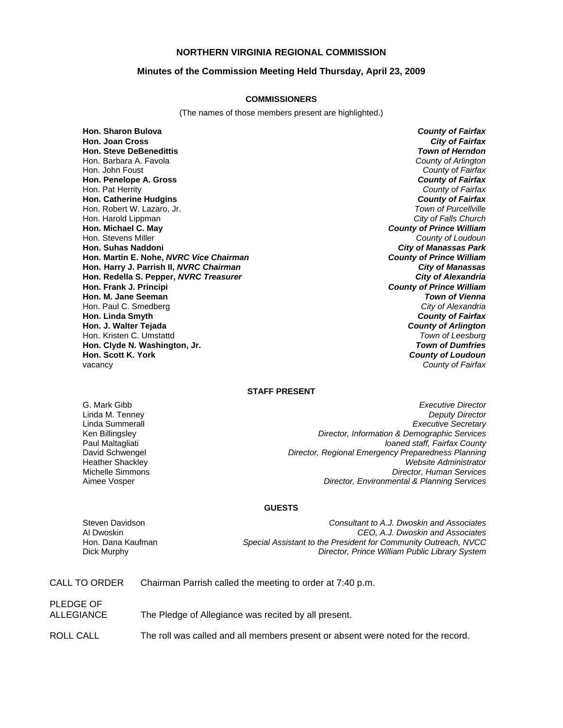# NORTHERN VIRGINIA REGIONAL COMMISSION

## Minutes of the Commission Meeting Held Thursday, April 23, 2009

### COMMISSIONERS

(The names of those members present are highlighted.)

| | |
|---|---|
| **Hon. Sharon Bulova** | ***County of Fairfax*** |
| **Hon. Joan Cross** | ***City of Fairfax*** |
| **Hon. Steve DeBenedittis** | ***Town of Herndon*** |
| Hon. Barbara A. Favola | *County of Arlington* |
| Hon. John Foust | *County of Fairfax* |
| **Hon. Penelope A. Gross** | ***County of Fairfax*** |
| Hon. Pat Herrity | *County of Fairfax* |
| **Hon. Catherine Hudgins** | ***County of Fairfax*** |
| Hon. Robert W. Lazaro, Jr. | *Town of Purcellville* |
| Hon. Harold Lippman | *City of Falls Church* |
| **Hon. Michael C. May** | ***County of Prince William*** |
| Hon. Stevens Miller | *County of Loudoun* |
| **Hon. Suhas Naddoni** | ***City of Manassas Park*** |
| **Hon. Martin E. Nohe, *NVRC Vice Chairman*** | ***County of Prince William*** |
| **Hon. Harry J. Parrish II, *NVRC Chairman*** | ***City of Manassas*** |
| **Hon. Redella S. Pepper, *NVRC Treasurer*** | ***City of Alexandria*** |
| **Hon. Frank J. Principi** | ***County of Prince William*** |
| **Hon. M. Jane Seeman** | ***Town of Vienna*** |
| Hon. Paul C. Smedberg | *City of Alexandria* |
| **Hon. Linda Smyth** | ***County of Fairfax*** |
| **Hon. J. Walter Tejada** | ***County of Arlington*** |
| Hon. Kristen C. Umstattd | *Town of Leesburg* |
| **Hon. Clyde N. Washington, Jr.** | ***Town of Dumfries*** |
| **Hon. Scott K. York** | ***County of Loudoun*** |
| vacancy | *County of Fairfax* |

### STAFF PRESENT

| | |
|---|---|
| G. Mark Gibb | *Executive Director* |
| Linda M. Tenney | *Deputy Director* |
| Linda Summerall | *Executive Secretary* |
| Ken Billingsley | *Director, Information & Demographic Services* |
| Paul Maltagliati | *loaned staff, Fairfax County* |
| David Schwengel | *Director, Regional Emergency Preparedness Planning* |
| Heather Shackley | *Website Administrator* |
| Michelle Simmons | *Director, Human Services* |
| Aimee Vosper | *Director, Environmental & Planning Services* |

### GUESTS

| | |
|---|---|
| Steven Davidson | *Consultant to A.J. Dwoskin and Associates* |
| Al Dwoskin | *CEO, A.J. Dwoskin and Associates* |
| Hon. Dana Kaufman | *Special Assistant to the President for Community Outreach, NVCC* |
| Dick Murphy | *Director, Prince William Public Library System* |

CALL TO ORDER — Chairman Parrish called the meeting to order at 7:40 p.m.

PLEDGE OF ALLEGIANCE — The Pledge of Allegiance was recited by all present.

ROLL CALL — The roll was called and all members present or absent were noted for the record.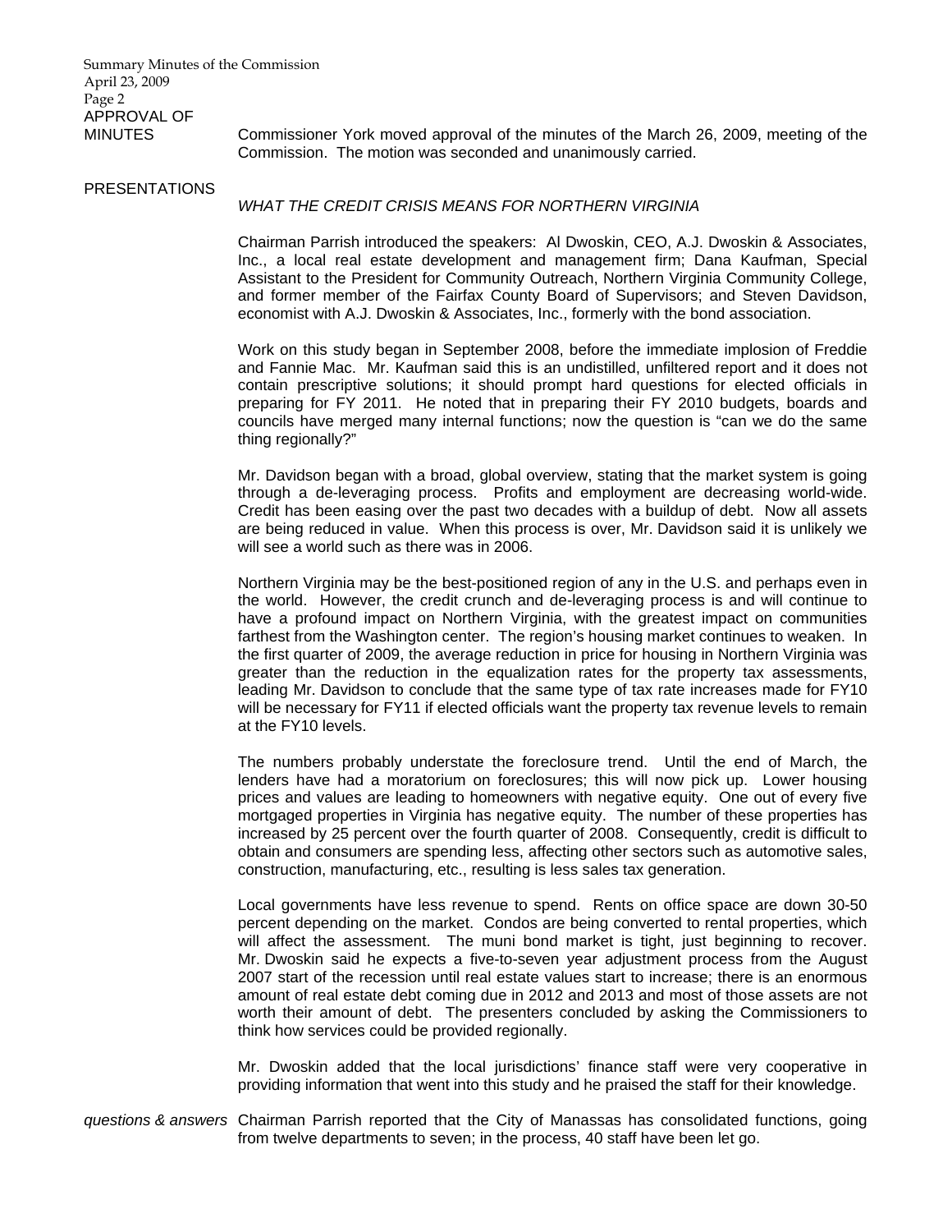**APPROVAL OF MINUTES**

Commissioner York moved approval of the minutes of the March 26, 2009, meeting of the Commission. The motion was seconded and unanimously carried.

**PRESENTATIONS**

*WHAT THE CREDIT CRISIS MEANS FOR NORTHERN VIRGINIA*

Chairman Parrish introduced the speakers: Al Dwoskin, CEO, A.J. Dwoskin & Associates, Inc., a local real estate development and management firm; Dana Kaufman, Special Assistant to the President for Community Outreach, Northern Virginia Community College, and former member of the Fairfax County Board of Supervisors; and Steven Davidson, economist with A.J. Dwoskin & Associates, Inc., formerly with the bond association.

Work on this study began in September 2008, before the immediate implosion of Freddie and Fannie Mac. Mr. Kaufman said this is an undistilled, unfiltered report and it does not contain prescriptive solutions; it should prompt hard questions for elected officials in preparing for FY 2011. He noted that in preparing their FY 2010 budgets, boards and councils have merged many internal functions; now the question is "can we do the same thing regionally?"

Mr. Davidson began with a broad, global overview, stating that the market system is going through a de-leveraging process. Profits and employment are decreasing world-wide. Credit has been easing over the past two decades with a buildup of debt. Now all assets are being reduced in value. When this process is over, Mr. Davidson said it is unlikely we will see a world such as there was in 2006.

Northern Virginia may be the best-positioned region of any in the U.S. and perhaps even in the world. However, the credit crunch and de-leveraging process is and will continue to have a profound impact on Northern Virginia, with the greatest impact on communities farthest from the Washington center. The region's housing market continues to weaken. In the first quarter of 2009, the average reduction in price for housing in Northern Virginia was greater than the reduction in the equalization rates for the property tax assessments, leading Mr. Davidson to conclude that the same type of tax rate increases made for FY10 will be necessary for FY11 if elected officials want the property tax revenue levels to remain at the FY10 levels.

The numbers probably understate the foreclosure trend. Until the end of March, the lenders have had a moratorium on foreclosures; this will now pick up. Lower housing prices and values are leading to homeowners with negative equity. One out of every five mortgaged properties in Virginia has negative equity. The number of these properties has increased by 25 percent over the fourth quarter of 2008. Consequently, credit is difficult to obtain and consumers are spending less, affecting other sectors such as automotive sales, construction, manufacturing, etc., resulting is less sales tax generation.

Local governments have less revenue to spend. Rents on office space are down 30-50 percent depending on the market. Condos are being converted to rental properties, which will affect the assessment. The muni bond market is tight, just beginning to recover. Mr. Dwoskin said he expects a five-to-seven year adjustment process from the August 2007 start of the recession until real estate values start to increase; there is an enormous amount of real estate debt coming due in 2012 and 2013 and most of those assets are not worth their amount of debt. The presenters concluded by asking the Commissioners to think how services could be provided regionally.

Mr. Dwoskin added that the local jurisdictions' finance staff were very cooperative in providing information that went into this study and he praised the staff for their knowledge.

*questions & answers* Chairman Parrish reported that the City of Manassas has consolidated functions, going from twelve departments to seven; in the process, 40 staff have been let go.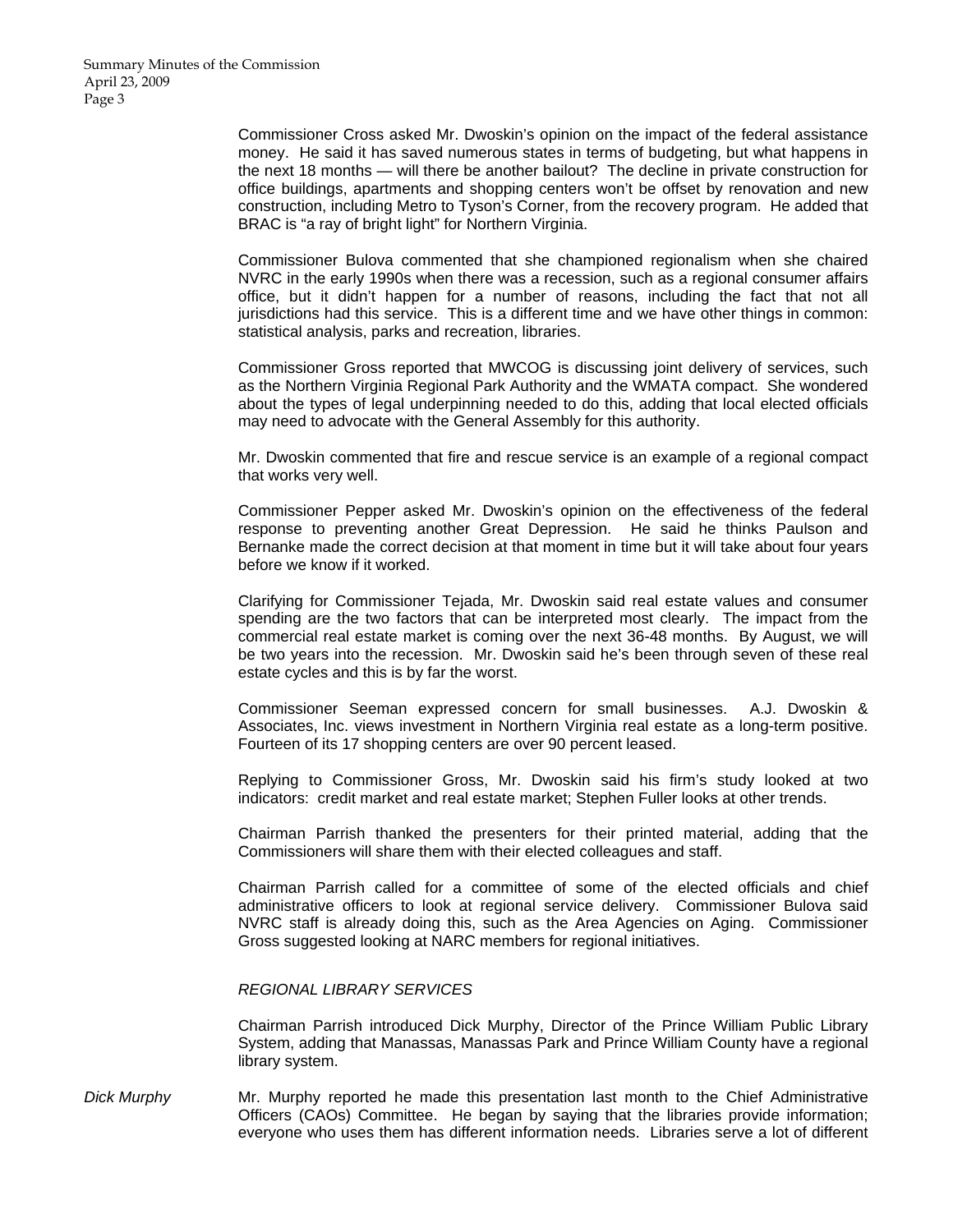Commissioner Cross asked Mr. Dwoskin's opinion on the impact of the federal assistance money. He said it has saved numerous states in terms of budgeting, but what happens in the next 18 months — will there be another bailout? The decline in private construction for office buildings, apartments and shopping centers won't be offset by renovation and new construction, including Metro to Tyson's Corner, from the recovery program. He added that BRAC is "a ray of bright light" for Northern Virginia.

Commissioner Bulova commented that she championed regionalism when she chaired NVRC in the early 1990s when there was a recession, such as a regional consumer affairs office, but it didn't happen for a number of reasons, including the fact that not all jurisdictions had this service. This is a different time and we have other things in common: statistical analysis, parks and recreation, libraries.

Commissioner Gross reported that MWCOG is discussing joint delivery of services, such as the Northern Virginia Regional Park Authority and the WMATA compact. She wondered about the types of legal underpinning needed to do this, adding that local elected officials may need to advocate with the General Assembly for this authority.

Mr. Dwoskin commented that fire and rescue service is an example of a regional compact that works very well.

Commissioner Pepper asked Mr. Dwoskin's opinion on the effectiveness of the federal response to preventing another Great Depression. He said he thinks Paulson and Bernanke made the correct decision at that moment in time but it will take about four years before we know if it worked.

Clarifying for Commissioner Tejada, Mr. Dwoskin said real estate values and consumer spending are the two factors that can be interpreted most clearly. The impact from the commercial real estate market is coming over the next 36-48 months. By August, we will be two years into the recession. Mr. Dwoskin said he's been through seven of these real estate cycles and this is by far the worst.

Commissioner Seeman expressed concern for small businesses. A.J. Dwoskin & Associates, Inc. views investment in Northern Virginia real estate as a long-term positive. Fourteen of its 17 shopping centers are over 90 percent leased.

Replying to Commissioner Gross, Mr. Dwoskin said his firm's study looked at two indicators: credit market and real estate market; Stephen Fuller looks at other trends.

Chairman Parrish thanked the presenters for their printed material, adding that the Commissioners will share them with their elected colleagues and staff.

Chairman Parrish called for a committee of some of the elected officials and chief administrative officers to look at regional service delivery. Commissioner Bulova said NVRC staff is already doing this, such as the Area Agencies on Aging. Commissioner Gross suggested looking at NARC members for regional initiatives.

*REGIONAL LIBRARY SERVICES*

Chairman Parrish introduced Dick Murphy, Director of the Prince William Public Library System, adding that Manassas, Manassas Park and Prince William County have a regional library system.

*Dick Murphy*

Mr. Murphy reported he made this presentation last month to the Chief Administrative Officers (CAOs) Committee. He began by saying that the libraries provide information; everyone who uses them has different information needs. Libraries serve a lot of different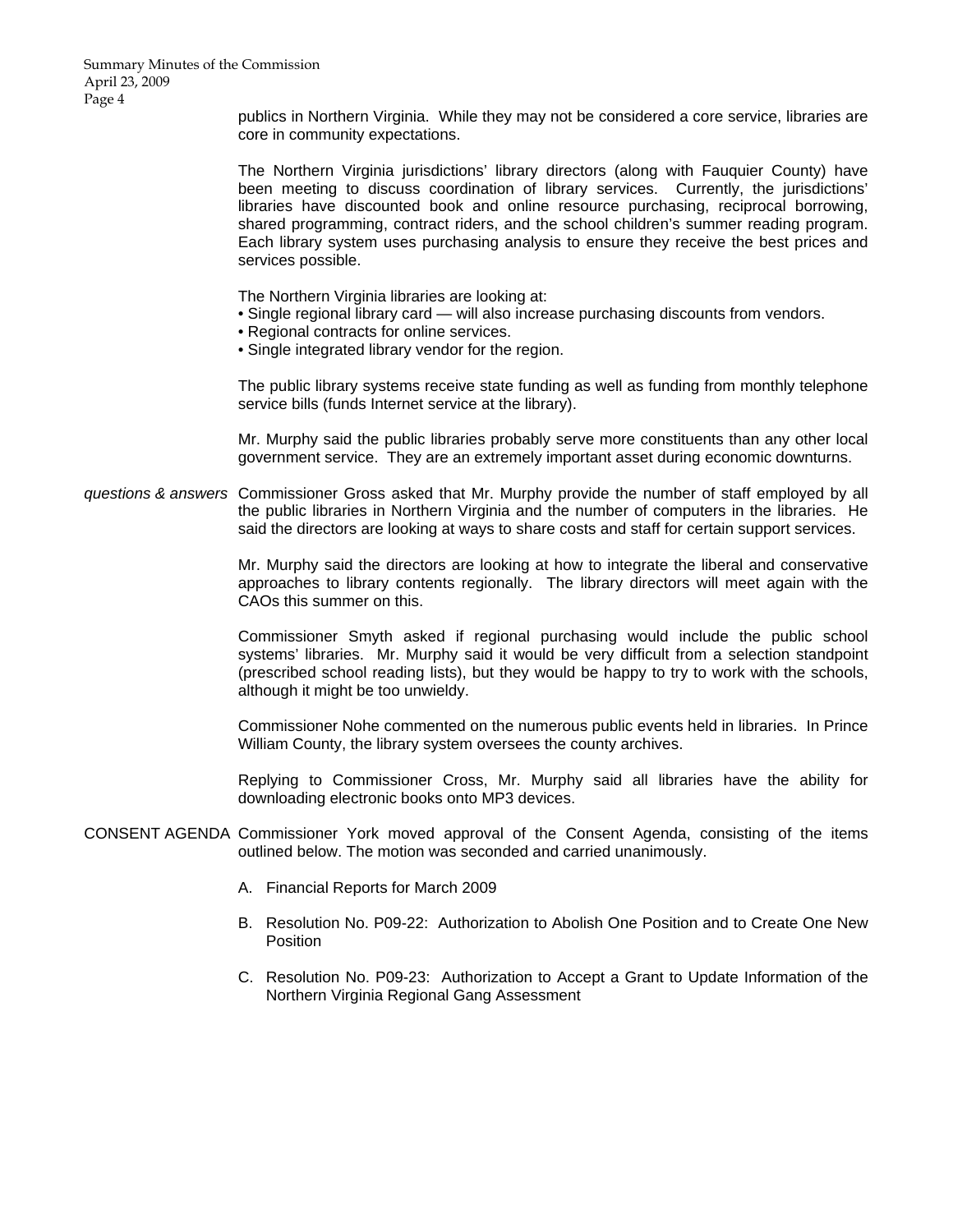publics in Northern Virginia. While they may not be considered a core service, libraries are core in community expectations.

The Northern Virginia jurisdictions' library directors (along with Fauquier County) have been meeting to discuss coordination of library services. Currently, the jurisdictions' libraries have discounted book and online resource purchasing, reciprocal borrowing, shared programming, contract riders, and the school children's summer reading program. Each library system uses purchasing analysis to ensure they receive the best prices and services possible.

The Northern Virginia libraries are looking at:

- Single regional library card — will also increase purchasing discounts from vendors.
- Regional contracts for online services.
- Single integrated library vendor for the region.

The public library systems receive state funding as well as funding from monthly telephone service bills (funds Internet service at the library).

Mr. Murphy said the public libraries probably serve more constituents than any other local government service. They are an extremely important asset during economic downturns.

*questions & answers* Commissioner Gross asked that Mr. Murphy provide the number of staff employed by all the public libraries in Northern Virginia and the number of computers in the libraries. He said the directors are looking at ways to share costs and staff for certain support services.

Mr. Murphy said the directors are looking at how to integrate the liberal and conservative approaches to library contents regionally. The library directors will meet again with the CAOs this summer on this.

Commissioner Smyth asked if regional purchasing would include the public school systems' libraries. Mr. Murphy said it would be very difficult from a selection standpoint (prescribed school reading lists), but they would be happy to try to work with the schools, although it might be too unwieldy.

Commissioner Nohe commented on the numerous public events held in libraries. In Prince William County, the library system oversees the county archives.

Replying to Commissioner Cross, Mr. Murphy said all libraries have the ability for downloading electronic books onto MP3 devices.

CONSENT AGENDA Commissioner York moved approval of the Consent Agenda, consisting of the items outlined below. The motion was seconded and carried unanimously.

A. Financial Reports for March 2009

B. Resolution No. P09-22: Authorization to Abolish One Position and to Create One New Position

C. Resolution No. P09-23: Authorization to Accept a Grant to Update Information of the Northern Virginia Regional Gang Assessment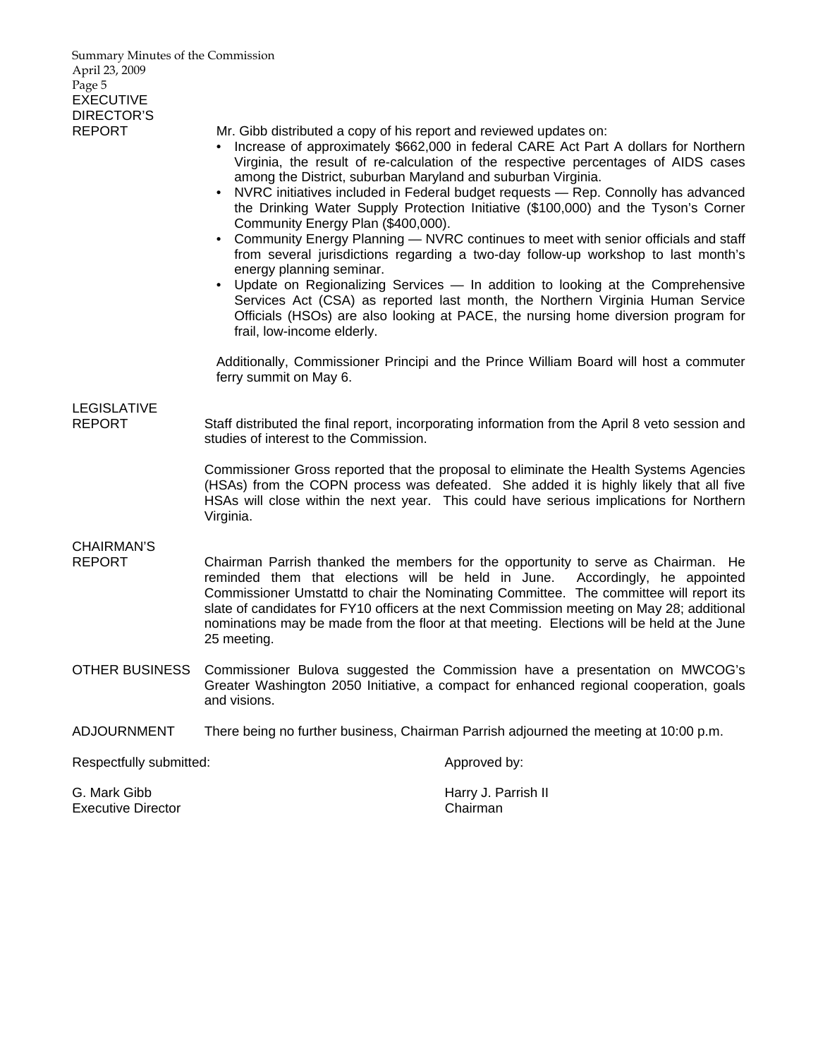**EXECUTIVE DIRECTOR'S REPORT**

Mr. Gibb distributed a copy of his report and reviewed updates on:

- Increase of approximately $662,000 in federal CARE Act Part A dollars for Northern Virginia, the result of re-calculation of the respective percentages of AIDS cases among the District, suburban Maryland and suburban Virginia.
- NVRC initiatives included in Federal budget requests — Rep. Connolly has advanced the Drinking Water Supply Protection Initiative ($100,000) and the Tyson's Corner Community Energy Plan ($400,000).
- Community Energy Planning — NVRC continues to meet with senior officials and staff from several jurisdictions regarding a two-day follow-up workshop to last month's energy planning seminar.
- Update on Regionalizing Services — In addition to looking at the Comprehensive Services Act (CSA) as reported last month, the Northern Virginia Human Service Officials (HSOs) are also looking at PACE, the nursing home diversion program for frail, low-income elderly.

Additionally, Commissioner Principi and the Prince William Board will host a commuter ferry summit on May 6.

**LEGISLATIVE REPORT**

Staff distributed the final report, incorporating information from the April 8 veto session and studies of interest to the Commission.

Commissioner Gross reported that the proposal to eliminate the Health Systems Agencies (HSAs) from the COPN process was defeated. She added it is highly likely that all five HSAs will close within the next year. This could have serious implications for Northern Virginia.

**CHAIRMAN'S REPORT**

Chairman Parrish thanked the members for the opportunity to serve as Chairman. He reminded them that elections will be held in June. Accordingly, he appointed Commissioner Umstattd to chair the Nominating Committee. The committee will report its slate of candidates for FY10 officers at the next Commission meeting on May 28; additional nominations may be made from the floor at that meeting. Elections will be held at the June 25 meeting.

**OTHER BUSINESS**

Commissioner Bulova suggested the Commission have a presentation on MWCOG's Greater Washington 2050 Initiative, a compact for enhanced regional cooperation, goals and visions.

**ADJOURNMENT**

There being no further business, Chairman Parrish adjourned the meeting at 10:00 p.m.

| Respectfully submitted: | Approved by: |
| --- | --- |
| G. Mark Gibb<br>Executive Director | Harry J. Parrish II<br>Chairman |